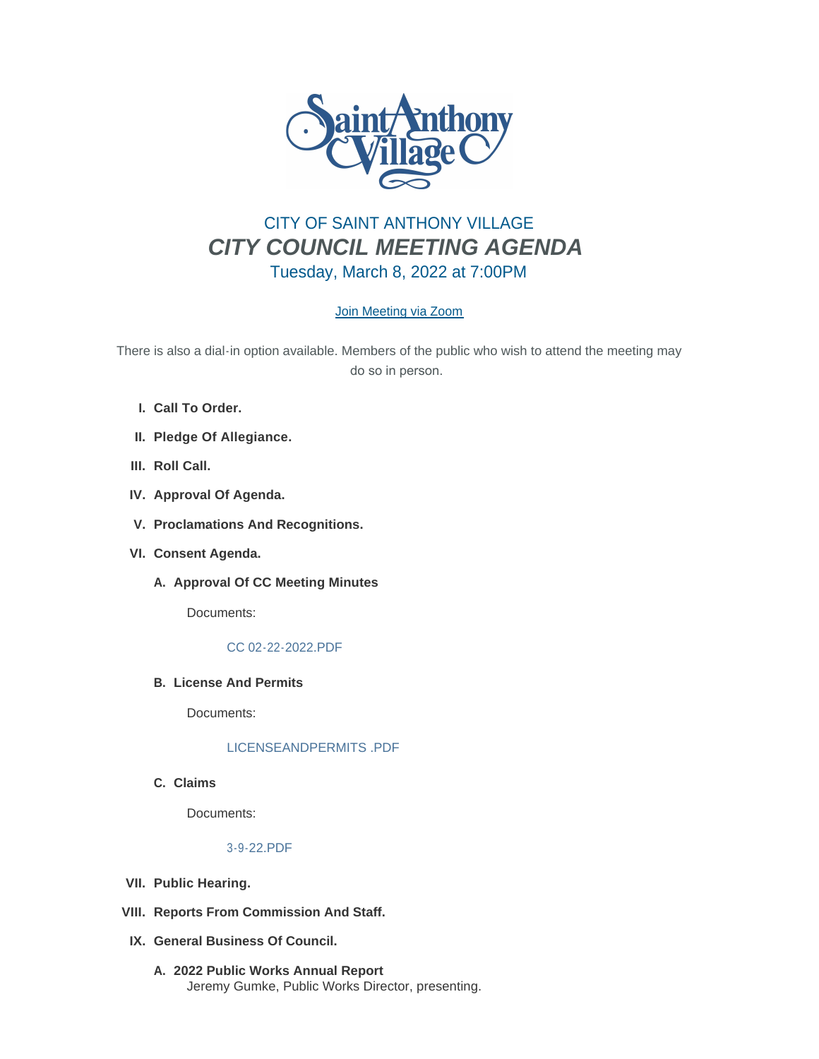CITY OF SAINT ANTHONY VILLAGE

# *CITY COUNCIL MEETING AGENDA*

Tuesday, March 8, 2022 at 7:00PM

Join Meeting via Zoom

There is also a dial-in option available. Members of the public who wish to attend the meeting may do so in person.

I. **Call To Order.**

II. **Pledge Of Allegiance.**

III. **Roll Call.**

IV. **Approval Of Agenda.**

V. **Proclamations And Recognitions.**

VI. **Consent Agenda.**

   A. **Approval Of CC Meeting Minutes**

      Documents:

      CC 02-22-2022.PDF

   B. **License And Permits**

      Documents:

      LICENSEANDPERMITS .PDF

   C. **Claims**

      Documents:

      3-9-22.PDF

VII. **Public Hearing.**

VIII. **Reports From Commission And Staff.**

IX. **General Business Of Council.**

   A. **2022 Public Works Annual Report**
      Jeremy Gumke, Public Works Director, presenting.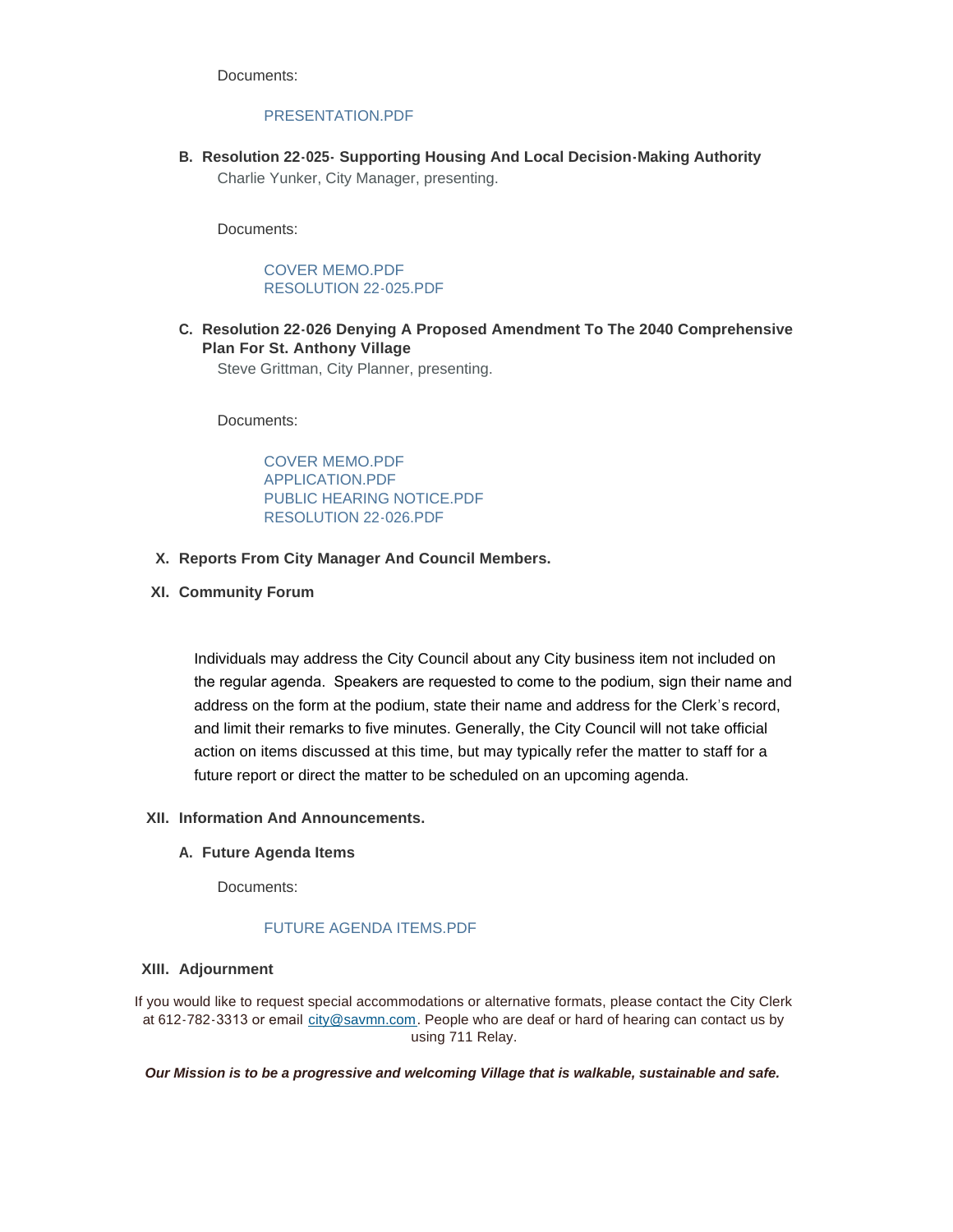Documents:

PRESENTATION.PDF

**B. Resolution 22-025- Supporting Housing And Local Decision-Making Authority**

Charlie Yunker, City Manager, presenting.

Documents:

COVER MEMO.PDF
RESOLUTION 22-025.PDF

**C. Resolution 22-026 Denying A Proposed Amendment To The 2040 Comprehensive Plan For St. Anthony Village**

Steve Grittman, City Planner, presenting.

Documents:

COVER MEMO.PDF
APPLICATION.PDF
PUBLIC HEARING NOTICE.PDF
RESOLUTION 22-026.PDF

**X. Reports From City Manager And Council Members.**

**XI. Community Forum**

Individuals may address the City Council about any City business item not included on the regular agenda. Speakers are requested to come to the podium, sign their name and address on the form at the podium, state their name and address for the Clerk's record, and limit their remarks to five minutes. Generally, the City Council will not take official action on items discussed at this time, but may typically refer the matter to staff for a future report or direct the matter to be scheduled on an upcoming agenda.

**XII. Information And Announcements.**

**A. Future Agenda Items**

Documents:

FUTURE AGENDA ITEMS.PDF

**XIII. Adjournment**

If you would like to request special accommodations or alternative formats, please contact the City Clerk at 612-782-3313 or email city@savmn.com. People who are deaf or hard of hearing can contact us by using 711 Relay.

***Our Mission is to be a progressive and welcoming Village that is walkable, sustainable and safe.***